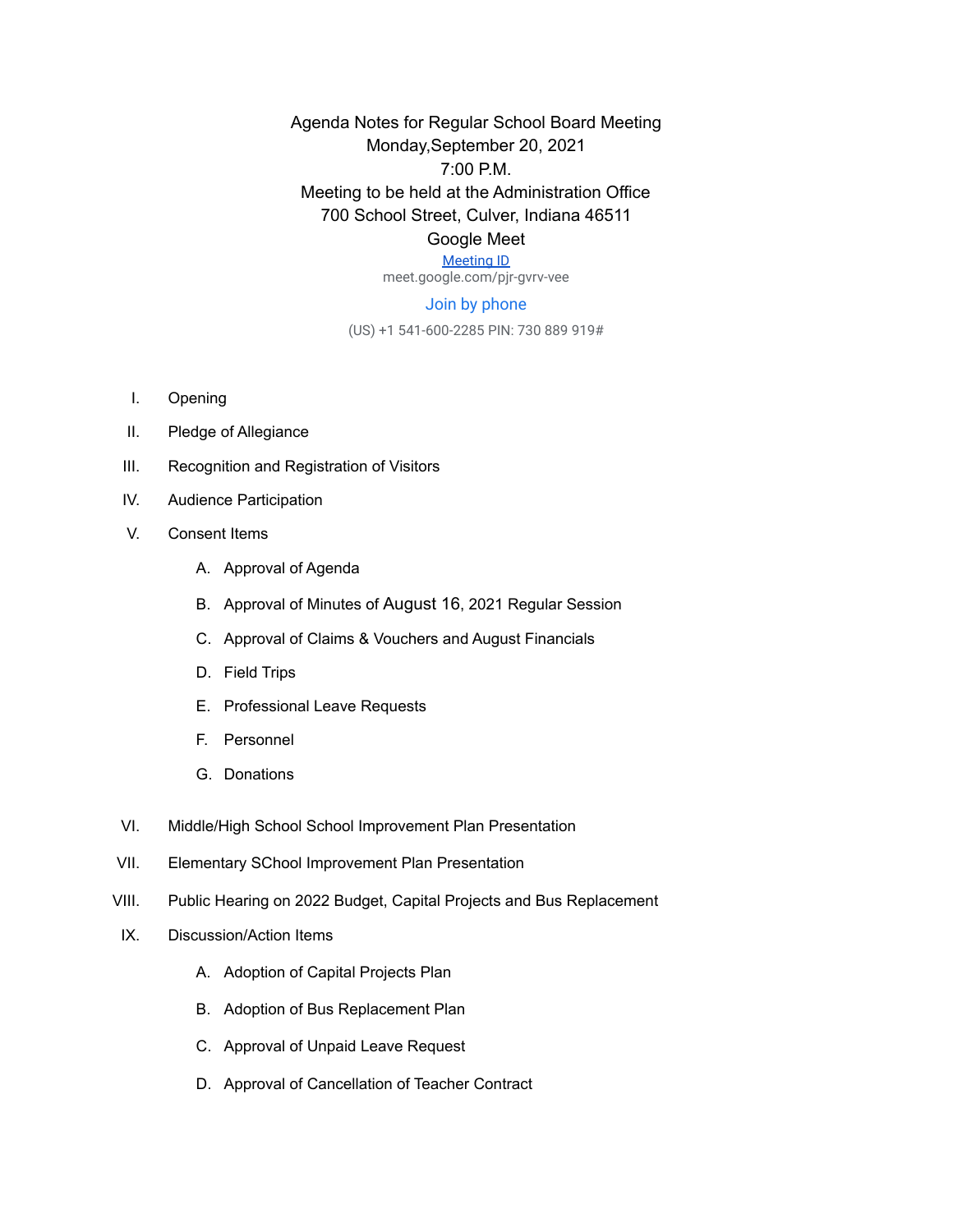# Agenda Notes for Regular School Board Meeting

Monday,September 20, 2021

7:00 P.M.

Meeting to be held at the Administration Office

700 School Street, Culver, Indiana 46511

Google Meet

Meeting ID

meet.google.com/pjr-gvrv-vee

Join by phone

(US) +1 541-600-2285 PIN: 730 889 919#

I. Opening

II. Pledge of Allegiance

III. Recognition and Registration of Visitors

IV. Audience Participation

V. Consent Items

  A. Approval of Agenda

  B. Approval of Minutes of August 16, 2021 Regular Session

  C. Approval of Claims & Vouchers and August Financials

  D. Field Trips

  E. Professional Leave Requests

  F. Personnel

  G. Donations

VI. Middle/High School School Improvement Plan Presentation

VII. Elementary SChool Improvement Plan Presentation

VIII. Public Hearing on 2022 Budget, Capital Projects and Bus Replacement

IX. Discussion/Action Items

  A. Adoption of Capital Projects Plan

  B. Adoption of Bus Replacement Plan

  C. Approval of Unpaid Leave Request

  D. Approval of Cancellation of Teacher Contract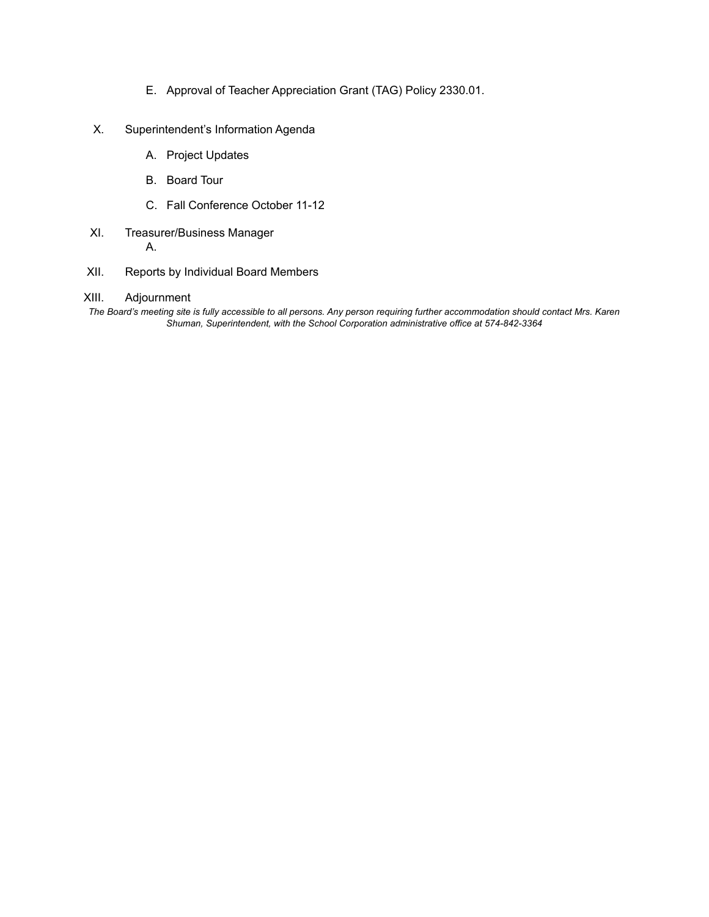E. Approval of Teacher Appreciation Grant (TAG) Policy 2330.01.

X. Superintendent's Information Agenda

A. Project Updates

B. Board Tour

C. Fall Conference October 11-12

XI. Treasurer/Business Manager

A.

XII. Reports by Individual Board Members

XIII. Adjournment

*The Board's meeting site is fully accessible to all persons. Any person requiring further accommodation should contact Mrs. Karen Shuman, Superintendent, with the School Corporation administrative office at 574-842-3364*